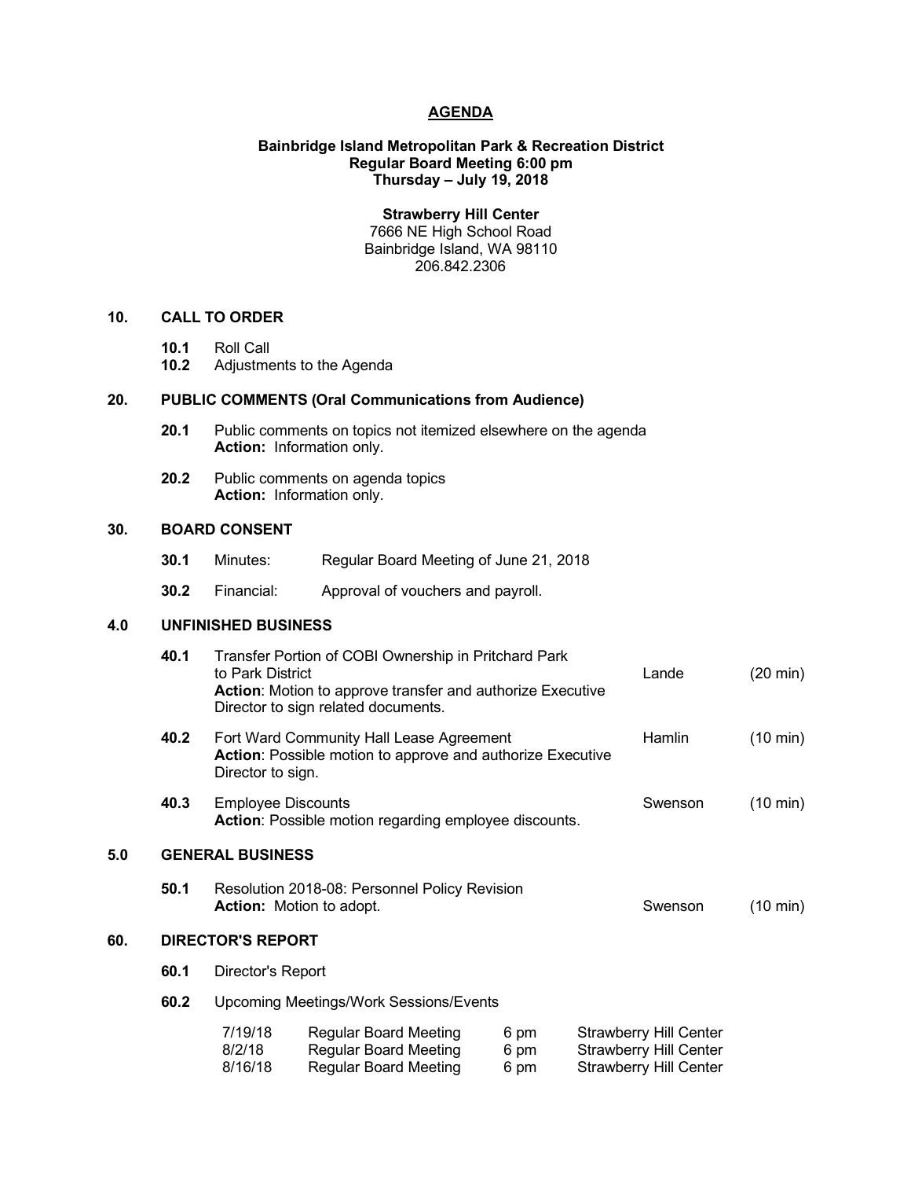# AGENDA

**Bainbridge Island Metropolitan Park & Recreation District**
**Regular Board Meeting 6:00 pm**
**Thursday – July 19, 2018**

**Strawberry Hill Center**
7666 NE High School Road
Bainbridge Island, WA 98110
206.842.2306

## 10. CALL TO ORDER

**10.1** Roll Call
**10.2** Adjustments to the Agenda

## 20. PUBLIC COMMENTS (Oral Communications from Audience)

**20.1** Public comments on topics not itemized elsewhere on the agenda
**Action:** Information only.

**20.2** Public comments on agenda topics
**Action:** Information only.

## 30. BOARD CONSENT

**30.1** Minutes: Regular Board Meeting of June 21, 2018

**30.2** Financial: Approval of vouchers and payroll.

## 4.0 UNFINISHED BUSINESS

**40.1** Transfer Portion of COBI Ownership in Pritchard Park to Park District — Lande (20 min)
**Action**: Motion to approve transfer and authorize Executive Director to sign related documents.

**40.2** Fort Ward Community Hall Lease Agreement — Hamlin (10 min)
**Action**: Possible motion to approve and authorize Executive Director to sign.

**40.3** Employee Discounts — Swenson (10 min)
**Action**: Possible motion regarding employee discounts.

## 5.0 GENERAL BUSINESS

**50.1** Resolution 2018-08: Personnel Policy Revision — Swenson (10 min)
**Action:** Motion to adopt.

## 60. DIRECTOR'S REPORT

**60.1** Director's Report

**60.2** Upcoming Meetings/Work Sessions/Events

| | | | |
|---|---|---|---|
| 7/19/18 | Regular Board Meeting | 6 pm | Strawberry Hill Center |
| 8/2/18 | Regular Board Meeting | 6 pm | Strawberry Hill Center |
| 8/16/18 | Regular Board Meeting | 6 pm | Strawberry Hill Center |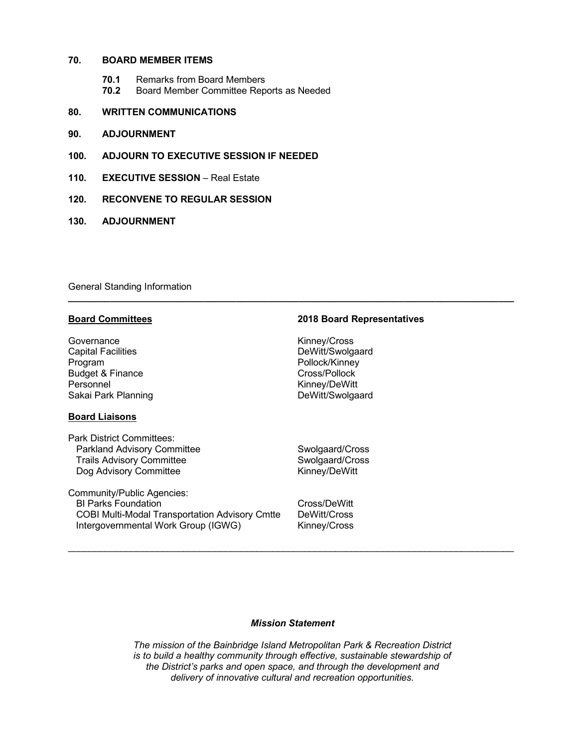**70. BOARD MEMBER ITEMS**

- **70.1** Remarks from Board Members
- **70.2** Board Member Committee Reports as Needed

**80. WRITTEN COMMUNICATIONS**

**90. ADJOURNMENT**

**100. ADJOURN TO EXECUTIVE SESSION IF NEEDED**

**110. EXECUTIVE SESSION** – Real Estate

**120. RECONVENE TO REGULAR SESSION**

**130. ADJOURNMENT**

General Standing Information

---

| **Board Committees** | **2018 Board Representatives** |
|---|---|
| Governance | Kinney/Cross |
| Capital Facilities | DeWitt/Swolgaard |
| Program | Pollock/Kinney |
| Budget & Finance | Cross/Pollock |
| Personnel | Kinney/DeWitt |
| Sakai Park Planning | DeWitt/Swolgaard |

**Board Liaisons**

| | |
|---|---|
| Park District Committees: | |
| Parkland Advisory Committee | Swolgaard/Cross |
| Trails Advisory Committee | Swolgaard/Cross |
| Dog Advisory Committee | Kinney/DeWitt |
| Community/Public Agencies: | |
| BI Parks Foundation | Cross/DeWitt |
| COBI Multi-Modal Transportation Advisory Cmtte | DeWitt/Cross |
| Intergovernmental Work Group (IGWG) | Kinney/Cross |

---

***Mission Statement***

*The mission of the Bainbridge Island Metropolitan Park & Recreation District is to build a healthy community through effective, sustainable stewardship of the District's parks and open space, and through the development and delivery of innovative cultural and recreation opportunities.*